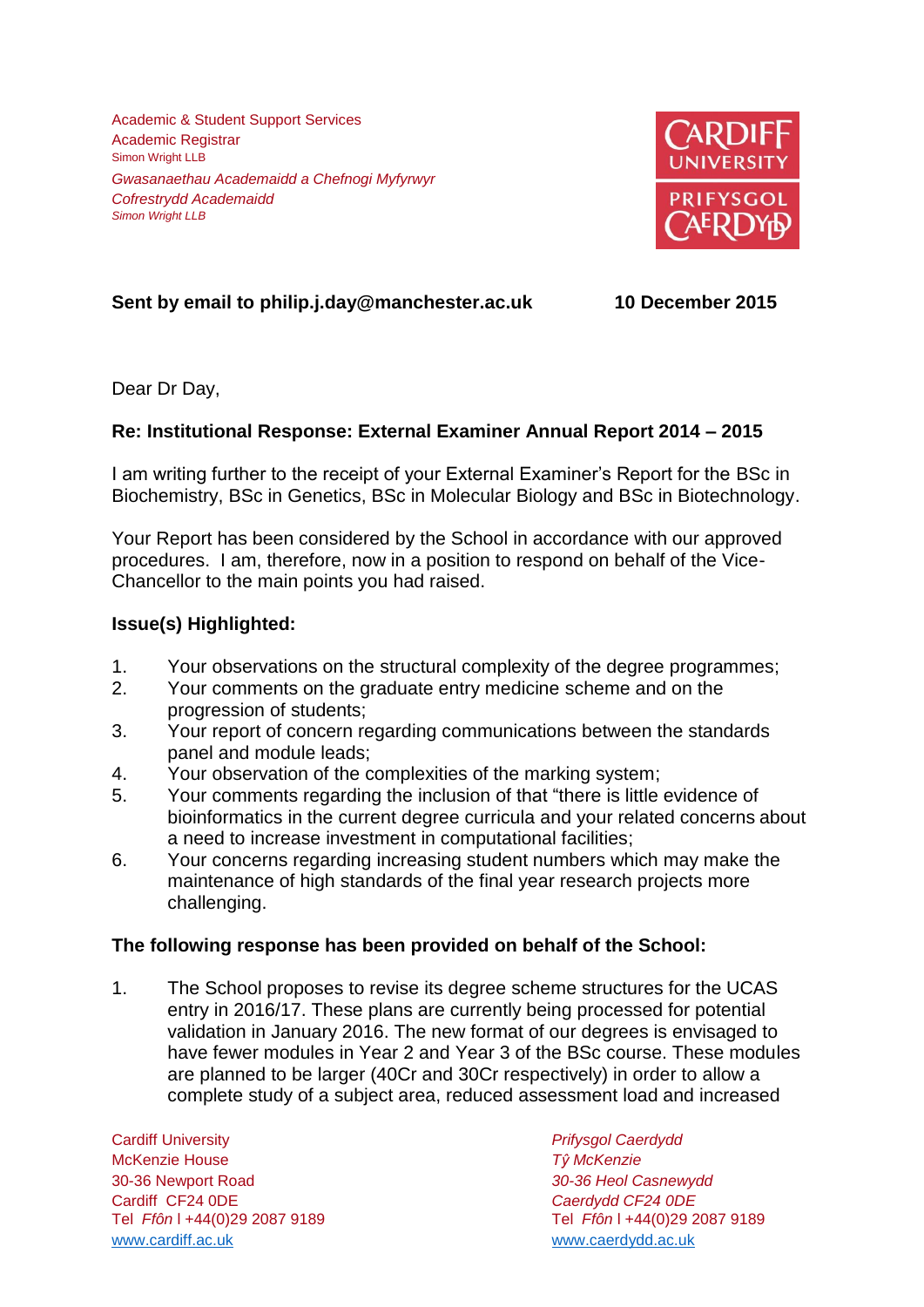Academic & Student Support Services
Academic Registrar
Simon Wright LLB

*Gwasanaethau Academaidd a Chefnogi Myfyrwyr*
*Cofrestrydd Academaidd*
*Simon Wright LLB*

CARDIFF UNIVERSITY
PRIFYSGOL CAERDYDD

**Sent by email to philip.j.day@manchester.ac.uk** **10 December 2015**

Dear Dr Day,

**Re: Institutional Response: External Examiner Annual Report 2014 – 2015**

I am writing further to the receipt of your External Examiner's Report for the BSc in Biochemistry, BSc in Genetics, BSc in Molecular Biology and BSc in Biotechnology.

Your Report has been considered by the School in accordance with our approved procedures. I am, therefore, now in a position to respond on behalf of the Vice-Chancellor to the main points you had raised.

**Issue(s) Highlighted:**

1. Your observations on the structural complexity of the degree programmes;
2. Your comments on the graduate entry medicine scheme and on the progression of students;
3. Your report of concern regarding communications between the standards panel and module leads;
4. Your observation of the complexities of the marking system;
5. Your comments regarding the inclusion of that "there is little evidence of bioinformatics in the current degree curricula and your related concerns about a need to increase investment in computational facilities;
6. Your concerns regarding increasing student numbers which may make the maintenance of high standards of the final year research projects more challenging.

**The following response has been provided on behalf of the School:**

1. The School proposes to revise its degree scheme structures for the UCAS entry in 2016/17. These plans are currently being processed for potential validation in January 2016. The new format of our degrees is envisaged to have fewer modules in Year 2 and Year 3 of the BSc course. These modules are planned to be larger (40Cr and 30Cr respectively) in order to allow a complete study of a subject area, reduced assessment load and increased

Cardiff University
McKenzie House
30-36 Newport Road
Cardiff CF24 0DE
Tel *Ffôn* | +44(0)29 2087 9189
www.cardiff.ac.uk

*Prifysgol Caerdydd*
*Tŷ McKenzie*
*30-36 Heol Casnewydd*
*Caerdydd CF24 0DE*
Tel *Ffôn* | +44(0)29 2087 9189
www.caerdydd.ac.uk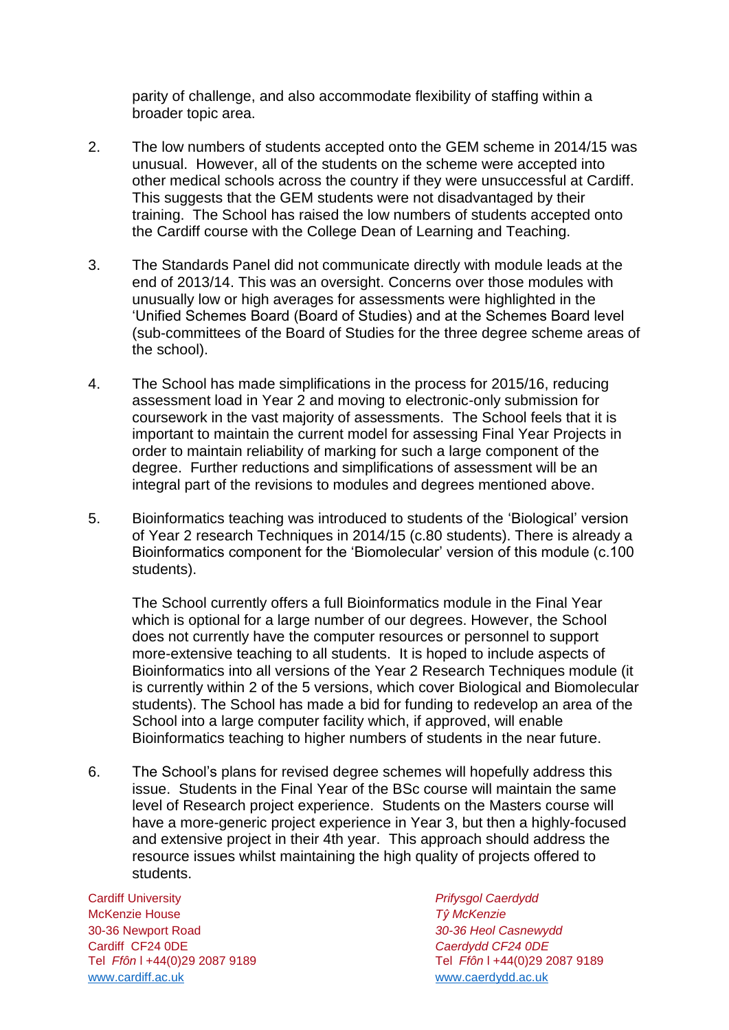parity of challenge, and also accommodate flexibility of staffing within a broader topic area.

2. The low numbers of students accepted onto the GEM scheme in 2014/15 was unusual. However, all of the students on the scheme were accepted into other medical schools across the country if they were unsuccessful at Cardiff. This suggests that the GEM students were not disadvantaged by their training. The School has raised the low numbers of students accepted onto the Cardiff course with the College Dean of Learning and Teaching.

3. The Standards Panel did not communicate directly with module leads at the end of 2013/14. This was an oversight. Concerns over those modules with unusually low or high averages for assessments were highlighted in the 'Unified Schemes Board (Board of Studies) and at the Schemes Board level (sub-committees of the Board of Studies for the three degree scheme areas of the school).

4. The School has made simplifications in the process for 2015/16, reducing assessment load in Year 2 and moving to electronic-only submission for coursework in the vast majority of assessments. The School feels that it is important to maintain the current model for assessing Final Year Projects in order to maintain reliability of marking for such a large component of the degree. Further reductions and simplifications of assessment will be an integral part of the revisions to modules and degrees mentioned above.

5. Bioinformatics teaching was introduced to students of the 'Biological' version of Year 2 research Techniques in 2014/15 (c.80 students). There is already a Bioinformatics component for the 'Biomolecular' version of this module (c.100 students).

   The School currently offers a full Bioinformatics module in the Final Year which is optional for a large number of our degrees. However, the School does not currently have the computer resources or personnel to support more-extensive teaching to all students. It is hoped to include aspects of Bioinformatics into all versions of the Year 2 Research Techniques module (it is currently within 2 of the 5 versions, which cover Biological and Biomolecular students). The School has made a bid for funding to redevelop an area of the School into a large computer facility which, if approved, will enable Bioinformatics teaching to higher numbers of students in the near future.

6. The School's plans for revised degree schemes will hopefully address this issue. Students in the Final Year of the BSc course will maintain the same level of Research project experience. Students on the Masters course will have a more-generic project experience in Year 3, but then a highly-focused and extensive project in their 4th year. This approach should address the resource issues whilst maintaining the high quality of projects offered to students.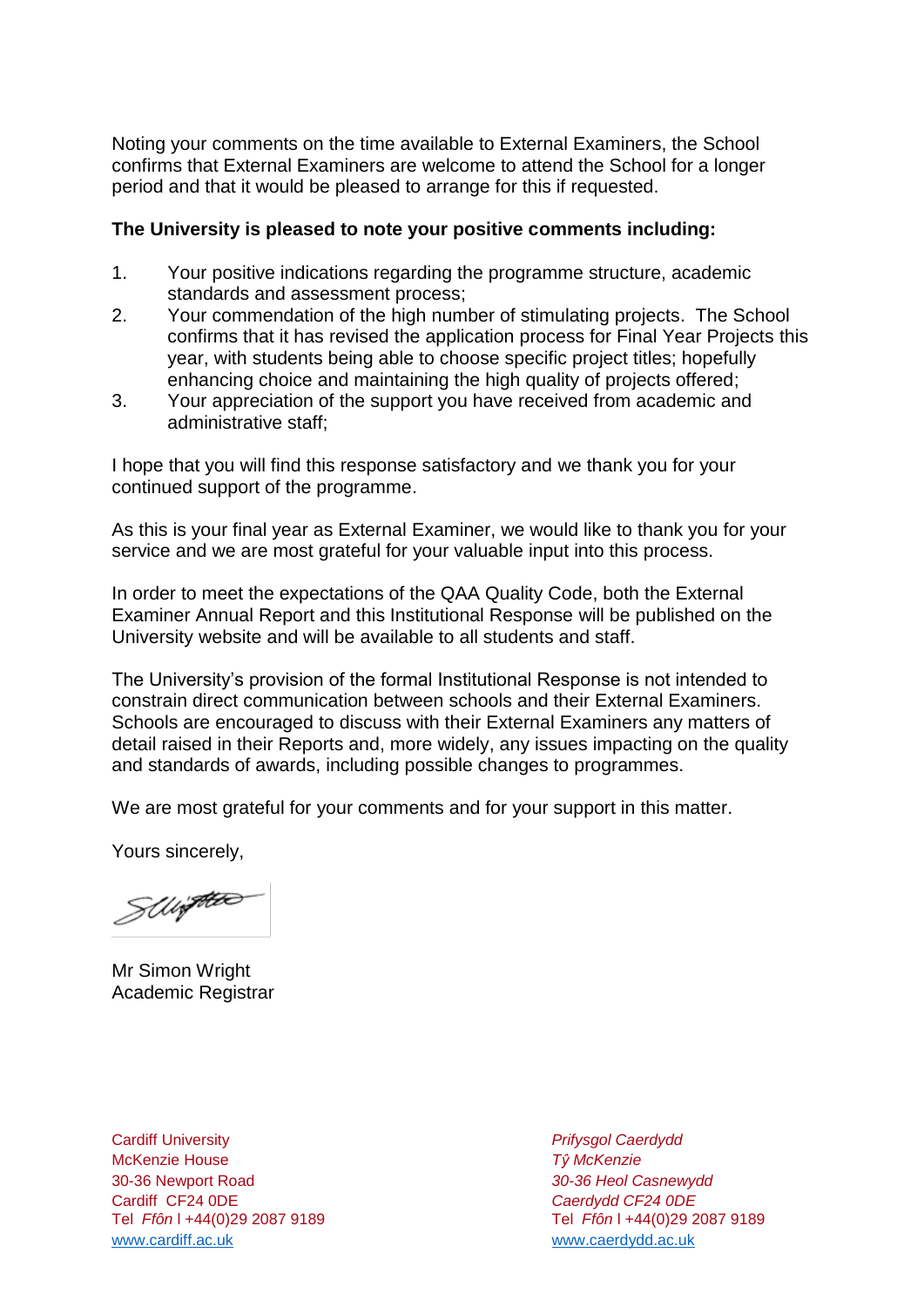Noting your comments on the time available to External Examiners, the School confirms that External Examiners are welcome to attend the School for a longer period and that it would be pleased to arrange for this if requested.

**The University is pleased to note your positive comments including:**

1. Your positive indications regarding the programme structure, academic standards and assessment process;
2. Your commendation of the high number of stimulating projects. The School confirms that it has revised the application process for Final Year Projects this year, with students being able to choose specific project titles; hopefully enhancing choice and maintaining the high quality of projects offered;
3. Your appreciation of the support you have received from academic and administrative staff;

I hope that you will find this response satisfactory and we thank you for your continued support of the programme.

As this is your final year as External Examiner, we would like to thank you for your service and we are most grateful for your valuable input into this process.

In order to meet the expectations of the QAA Quality Code, both the External Examiner Annual Report and this Institutional Response will be published on the University website and will be available to all students and staff.

The University's provision of the formal Institutional Response is not intended to constrain direct communication between schools and their External Examiners. Schools are encouraged to discuss with their External Examiners any matters of detail raised in their Reports and, more widely, any issues impacting on the quality and standards of awards, including possible changes to programmes.

We are most grateful for your comments and for your support in this matter.

Yours sincerely,

Mr Simon Wright
Academic Registrar

Cardiff University
McKenzie House
30-36 Newport Road
Cardiff CF24 0DE
Tel *Ffôn* l +44(0)29 2087 9189
www.cardiff.ac.uk

*Prifysgol Caerdydd*
*Tŷ McKenzie*
*30-36 Heol Casnewydd*
*Caerdydd CF24 0DE*
Tel *Ffôn* l +44(0)29 2087 9189
www.caerdydd.ac.uk